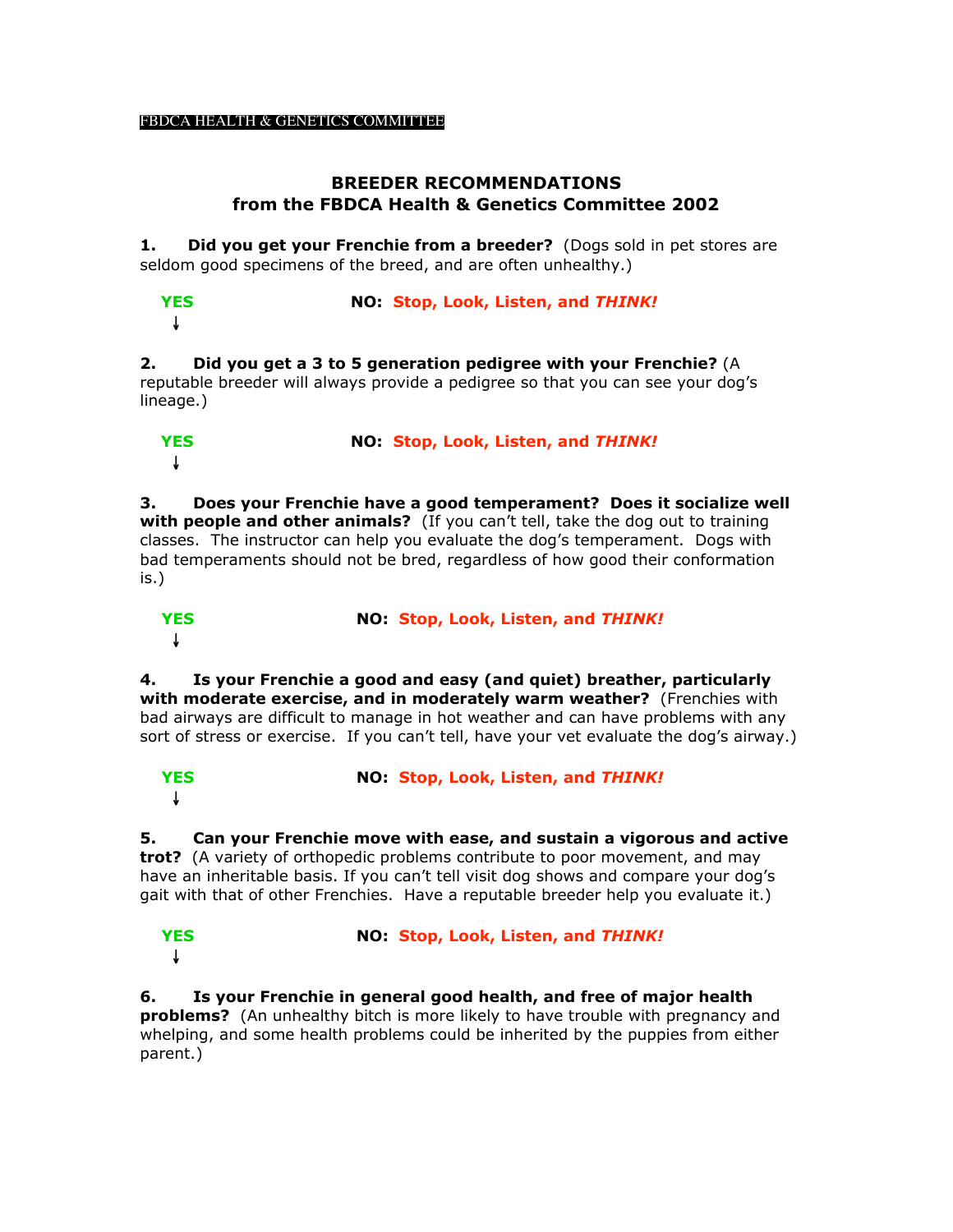FBDCA HEALTH & GENETICS COMMITTEE

## BREEDER RECOMMENDATIONS
## from the FBDCA Health & Genetics Committee 2002

**1. Did you get your Frenchie from a breeder?** (Dogs sold in pet stores are seldom good specimens of the breed, and are often unhealthy.)

**YES** ↓ **NO: Stop, Look, Listen, and *THINK!***

**2. Did you get a 3 to 5 generation pedigree with your Frenchie?** (A reputable breeder will always provide a pedigree so that you can see your dog's lineage.)

**YES** ↓ **NO: Stop, Look, Listen, and *THINK!***

**3. Does your Frenchie have a good temperament? Does it socialize well with people and other animals?** (If you can't tell, take the dog out to training classes. The instructor can help you evaluate the dog's temperament. Dogs with bad temperaments should not be bred, regardless of how good their conformation is.)

**YES** ↓ **NO: Stop, Look, Listen, and *THINK!***

**4. Is your Frenchie a good and easy (and quiet) breather, particularly with moderate exercise, and in moderately warm weather?** (Frenchies with bad airways are difficult to manage in hot weather and can have problems with any sort of stress or exercise. If you can't tell, have your vet evaluate the dog's airway.)

**YES** ↓ **NO: Stop, Look, Listen, and *THINK!***

**5. Can your Frenchie move with ease, and sustain a vigorous and active trot?** (A variety of orthopedic problems contribute to poor movement, and may have an inheritable basis. If you can't tell visit dog shows and compare your dog's gait with that of other Frenchies. Have a reputable breeder help you evaluate it.)

**YES** ↓ **NO: Stop, Look, Listen, and *THINK!***

**6. Is your Frenchie in general good health, and free of major health problems?** (An unhealthy bitch is more likely to have trouble with pregnancy and whelping, and some health problems could be inherited by the puppies from either parent.)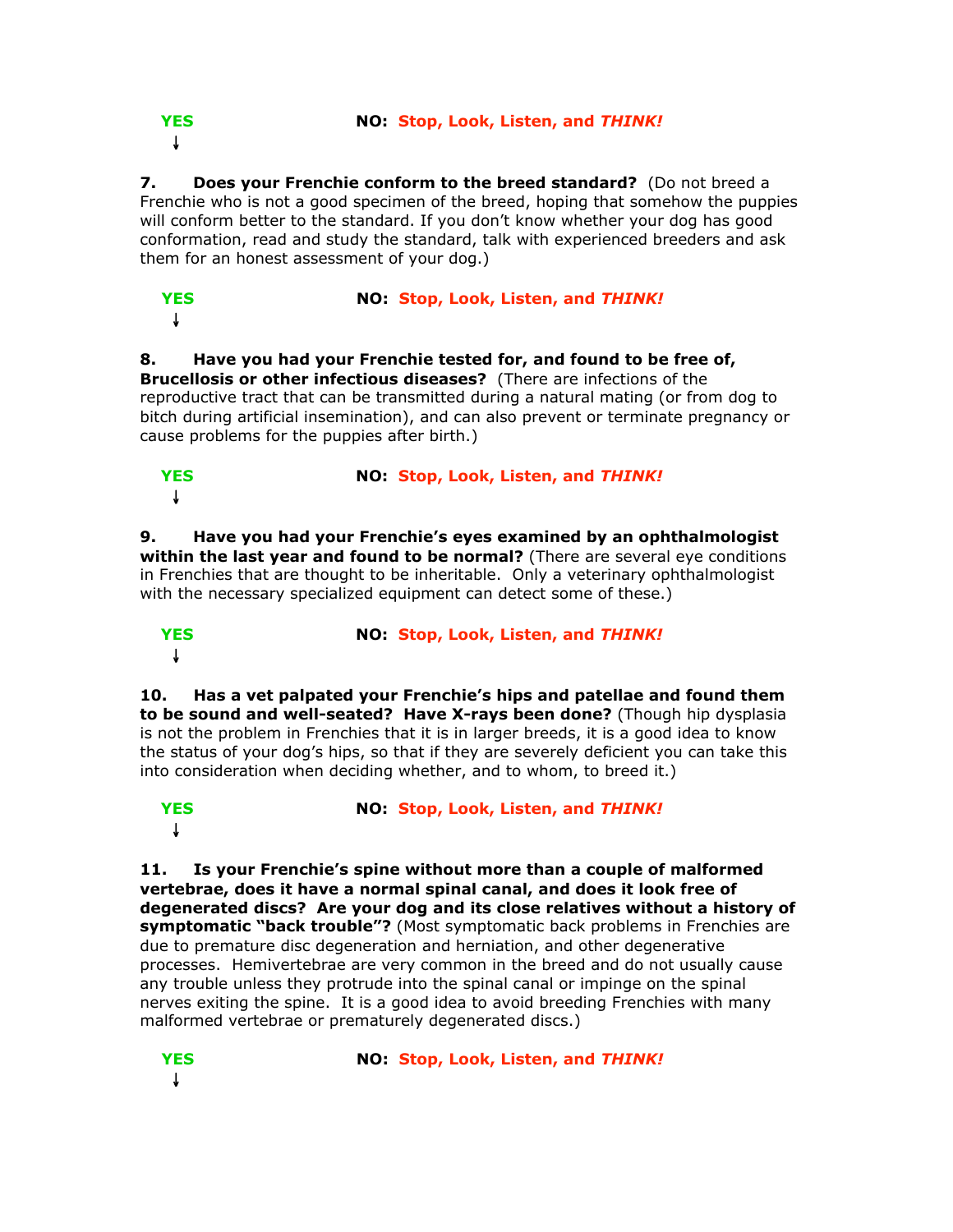**YES** ↓ **NO: Stop, Look, Listen, and *THINK!***

**7. Does your Frenchie conform to the breed standard?** (Do not breed a Frenchie who is not a good specimen of the breed, hoping that somehow the puppies will conform better to the standard. If you don't know whether your dog has good conformation, read and study the standard, talk with experienced breeders and ask them for an honest assessment of your dog.)

**YES** ↓ **NO: Stop, Look, Listen, and *THINK!***

**8. Have you had your Frenchie tested for, and found to be free of, Brucellosis or other infectious diseases?** (There are infections of the reproductive tract that can be transmitted during a natural mating (or from dog to bitch during artificial insemination), and can also prevent or terminate pregnancy or cause problems for the puppies after birth.)

**YES** ↓ **NO: Stop, Look, Listen, and *THINK!***

**9. Have you had your Frenchie's eyes examined by an ophthalmologist within the last year and found to be normal?** (There are several eye conditions in Frenchies that are thought to be inheritable. Only a veterinary ophthalmologist with the necessary specialized equipment can detect some of these.)

**YES** ↓ **NO: Stop, Look, Listen, and *THINK!***

**10. Has a vet palpated your Frenchie's hips and patellae and found them to be sound and well-seated? Have X-rays been done?** (Though hip dysplasia is not the problem in Frenchies that it is in larger breeds, it is a good idea to know the status of your dog's hips, so that if they are severely deficient you can take this into consideration when deciding whether, and to whom, to breed it.)

**YES** ↓ **NO: Stop, Look, Listen, and *THINK!***

**11. Is your Frenchie's spine without more than a couple of malformed vertebrae, does it have a normal spinal canal, and does it look free of degenerated discs? Are your dog and its close relatives without a history of symptomatic "back trouble"?** (Most symptomatic back problems in Frenchies are due to premature disc degeneration and herniation, and other degenerative processes. Hemivertebrae are very common in the breed and do not usually cause any trouble unless they protrude into the spinal canal or impinge on the spinal nerves exiting the spine. It is a good idea to avoid breeding Frenchies with many malformed vertebrae or prematurely degenerated discs.)

**YES** ↓ **NO: Stop, Look, Listen, and *THINK!***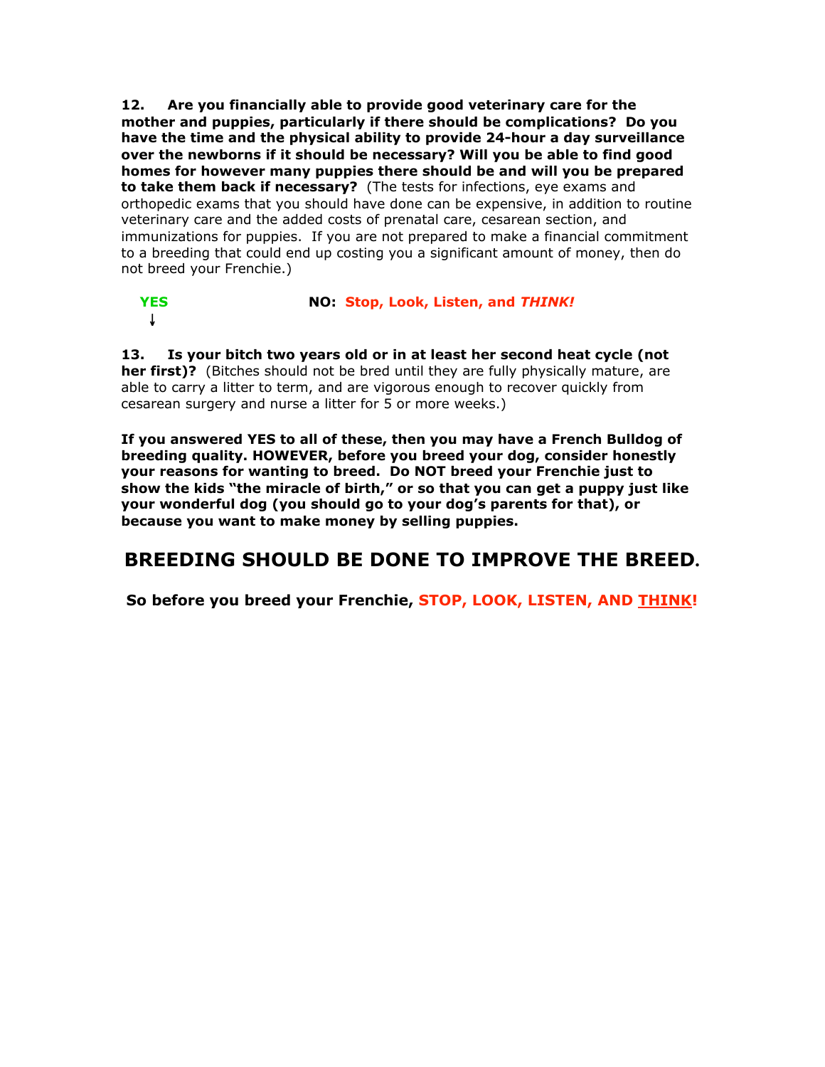**12. Are you financially able to provide good veterinary care for the mother and puppies, particularly if there should be complications? Do you have the time and the physical ability to provide 24-hour a day surveillance over the newborns if it should be necessary? Will you be able to find good homes for however many puppies there should be and will you be prepared to take them back if necessary?** (The tests for infections, eye exams and orthopedic exams that you should have done can be expensive, in addition to routine veterinary care and the added costs of prenatal care, cesarean section, and immunizations for puppies. If you are not prepared to make a financial commitment to a breeding that could end up costing you a significant amount of money, then do not breed your Frenchie.)

**YES** ↓ **NO: Stop, Look, Listen, and *THINK!***

**13. Is your bitch two years old or in at least her second heat cycle (not her first)?** (Bitches should not be bred until they are fully physically mature, are able to carry a litter to term, and are vigorous enough to recover quickly from cesarean surgery and nurse a litter for 5 or more weeks.)

**If you answered YES to all of these, then you may have a French Bulldog of breeding quality. HOWEVER, before you breed your dog, consider honestly your reasons for wanting to breed. Do NOT breed your Frenchie just to show the kids "the miracle of birth," or so that you can get a puppy just like your wonderful dog (you should go to your dog's parents for that), or because you want to make money by selling puppies.**

## BREEDING SHOULD BE DONE TO IMPROVE THE BREED.

**So before you breed your Frenchie, STOP, LOOK, LISTEN, AND <u>THINK</u>!**